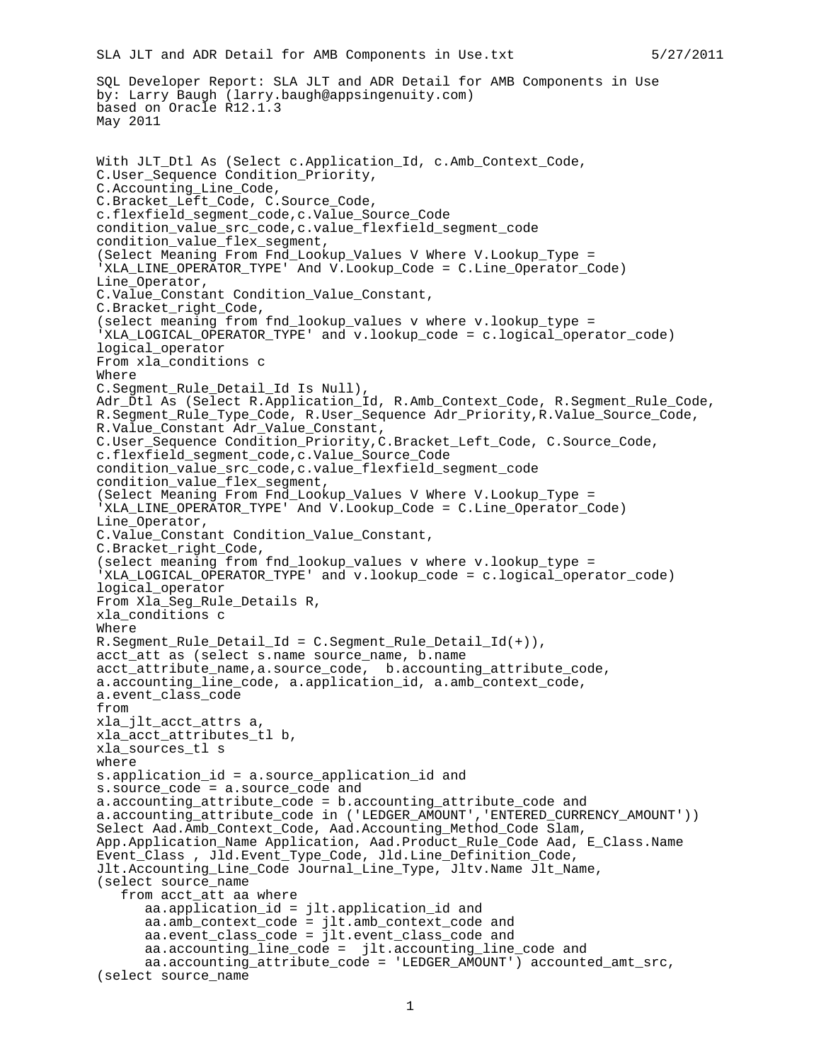SQL Developer Report: SLA JLT and ADR Detail for AMB Components in Use
by: Larry Baugh (larry.baugh@appsingenuity.com)
based on Oracle R12.1.3
May 2011

```
With JLT_Dtl As (Select c.Application_Id, c.Amb_Context_Code,
C.User_Sequence Condition_Priority,
C.Accounting_Line_Code,
C.Bracket_Left_Code, C.Source_Code,
c.flexfield_segment_code,c.Value_Source_Code
condition_value_src_code,c.value_flexfield_segment_code
condition_value_flex_segment,
(Select Meaning From Fnd_Lookup_Values V Where V.Lookup_Type =
'XLA_LINE_OPERATOR_TYPE' And V.Lookup_Code = C.Line_Operator_Code)
Line_Operator,
C.Value_Constant Condition_Value_Constant,
C.Bracket_right_Code,
(select meaning from fnd_lookup_values v where v.lookup_type =
'XLA_LOGICAL_OPERATOR_TYPE' and v.lookup_code = c.logical_operator_code)
logical_operator
From xla_conditions c
Where
C.Segment_Rule_Detail_Id Is Null),
Adr_Dtl As (Select R.Application_Id, R.Amb_Context_Code, R.Segment_Rule_Code,
R.Segment_Rule_Type_Code, R.User_Sequence Adr_Priority,R.Value_Source_Code,
R.Value_Constant Adr_Value_Constant,
C.User_Sequence Condition_Priority,C.Bracket_Left_Code, C.Source_Code,
c.flexfield_segment_code,c.Value_Source_Code
condition_value_src_code,c.value_flexfield_segment_code
condition_value_flex_segment,
(Select Meaning From Fnd_Lookup_Values V Where V.Lookup_Type =
'XLA_LINE_OPERATOR_TYPE' And V.Lookup_Code = C.Line_Operator_Code)
Line_Operator,
C.Value_Constant Condition_Value_Constant,
C.Bracket_right_Code,
(select meaning from fnd_lookup_values v where v.lookup_type =
'XLA_LOGICAL_OPERATOR_TYPE' and v.lookup_code = c.logical_operator_code)
logical_operator
From Xla_Seg_Rule_Details R,
xla_conditions c
Where
R.Segment_Rule_Detail_Id = C.Segment_Rule_Detail_Id(+)),
acct_att as (select s.name source_name, b.name
acct_attribute_name,a.source_code,  b.accounting_attribute_code,
a.accounting_line_code, a.application_id, a.amb_context_code,
a.event_class_code
from
xla_jlt_acct_attrs a,
xla_acct_attributes_tl b,
xla_sources_tl s
where
s.application_id = a.source_application_id and
s.source_code = a.source_code and
a.accounting_attribute_code = b.accounting_attribute_code and
a.accounting_attribute_code in ('LEDGER_AMOUNT','ENTERED_CURRENCY_AMOUNT'))
Select Aad.Amb_Context_Code, Aad.Accounting_Method_Code Slam,
App.Application_Name Application, Aad.Product_Rule_Code Aad, E_Class.Name
Event_Class , Jld.Event_Type_Code, Jld.Line_Definition_Code,
Jlt.Accounting_Line_Code Journal_Line_Type, Jltv.Name Jlt_Name,
(select source_name
   from acct_att aa where
      aa.application_id = jlt.application_id and
      aa.amb_context_code = jlt.amb_context_code and
      aa.event_class_code = jlt.event_class_code and
      aa.accounting_line_code =  jlt.accounting_line_code and
      aa.accounting_attribute_code = 'LEDGER_AMOUNT') accounted_amt_src,
(select source_name
```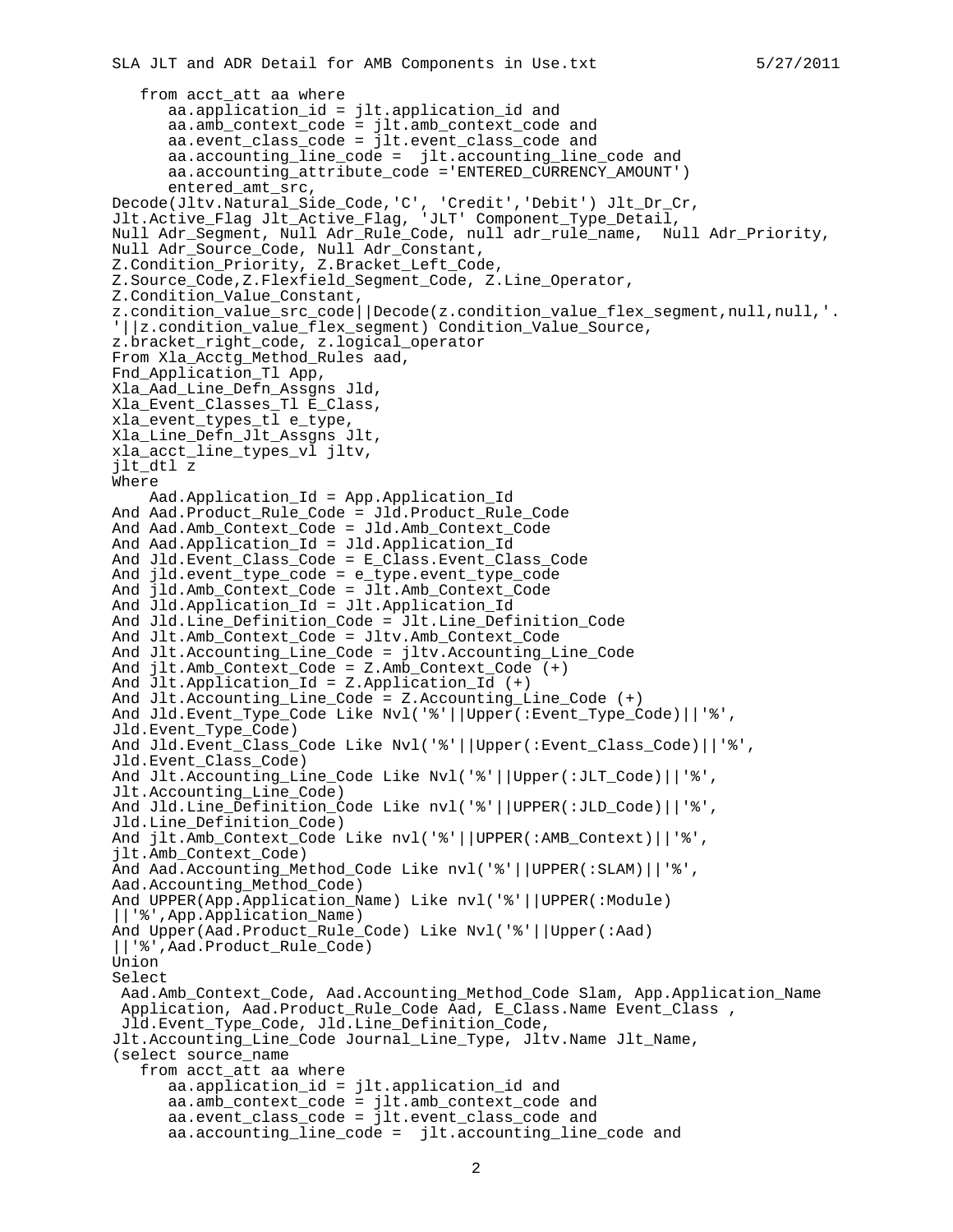```
   from acct_att aa where
      aa.application_id = jlt.application_id and
      aa.amb_context_code = jlt.amb_context_code and
      aa.event_class_code = jlt.event_class_code and
      aa.accounting_line_code =  jlt.accounting_line_code and
      aa.accounting_attribute_code ='ENTERED_CURRENCY_AMOUNT')
      entered_amt_src,
Decode(Jltv.Natural_Side_Code,'C', 'Credit','Debit') Jlt_Dr_Cr,
Jlt.Active_Flag Jlt_Active_Flag, 'JLT' Component_Type_Detail,
Null Adr_Segment, Null Adr_Rule_Code, null adr_rule_name,  Null Adr_Priority,
Null Adr_Source_Code, Null Adr_Constant,
Z.Condition_Priority, Z.Bracket_Left_Code,
Z.Source_Code,Z.Flexfield_Segment_Code, Z.Line_Operator,
Z.Condition_Value_Constant,
z.condition_value_src_code||Decode(z.condition_value_flex_segment,null,null,'.
'||z.condition_value_flex_segment) Condition_Value_Source,
z.bracket_right_code, z.logical_operator
From Xla_Acctg_Method_Rules aad,
Fnd_Application_Tl App,
Xla_Aad_Line_Defn_Assgns Jld,
Xla_Event_Classes_Tl E_Class,
xla_event_types_tl e_type,
Xla_Line_Defn_Jlt_Assgns Jlt,
xla_acct_line_types_vl jltv,
jlt_dtl z
Where
    Aad.Application_Id = App.Application_Id
And Aad.Product_Rule_Code = Jld.Product_Rule_Code
And Aad.Amb_Context_Code = Jld.Amb_Context_Code
And Aad.Application_Id = Jld.Application_Id
And Jld.Event_Class_Code = E_Class.Event_Class_Code
And jld.event_type_code = e_type.event_type_code
And jld.Amb_Context_Code = Jlt.Amb_Context_Code
And Jld.Application_Id = Jlt.Application_Id
And Jld.Line_Definition_Code = Jlt.Line_Definition_Code
And Jlt.Amb_Context_Code = Jltv.Amb_Context_Code
And Jlt.Accounting_Line_Code = jltv.Accounting_Line_Code
And jlt.Amb_Context_Code = Z.Amb_Context_Code (+)
And Jlt.Application_Id = Z.Application_Id (+)
And Jlt.Accounting_Line_Code = Z.Accounting_Line_Code (+)
And Jld.Event_Type_Code Like Nvl('%'||Upper(:Event_Type_Code)||'%',
Jld.Event_Type_Code)
And Jld.Event_Class_Code Like Nvl('%'||Upper(:Event_Class_Code)||'%',
Jld.Event_Class_Code)
And Jlt.Accounting_Line_Code Like Nvl('%'||Upper(:JLT_Code)||'%',
Jlt.Accounting_Line_Code)
And Jld.Line_Definition_Code Like nvl('%'||UPPER(:JLD_Code)||'%',
Jld.Line_Definition_Code)
And jlt.Amb_Context_Code Like nvl('%'||UPPER(:AMB_Context)||'%',
jlt.Amb_Context_Code)
And Aad.Accounting_Method_Code Like nvl('%'||UPPER(:SLAM)||'%',
Aad.Accounting_Method_Code)
And UPPER(App.Application_Name) Like nvl('%'||UPPER(:Module)
||'%',App.Application_Name)
And Upper(Aad.Product_Rule_Code) Like Nvl('%'||Upper(:Aad)
||'%',Aad.Product_Rule_Code)
Union
Select
 Aad.Amb_Context_Code, Aad.Accounting_Method_Code Slam, App.Application_Name
 Application, Aad.Product_Rule_Code Aad, E_Class.Name Event_Class ,
 Jld.Event_Type_Code, Jld.Line_Definition_Code,
Jlt.Accounting_Line_Code Journal_Line_Type, Jltv.Name Jlt_Name,
(select source_name
   from acct_att aa where
      aa.application_id = jlt.application_id and
      aa.amb_context_code = jlt.amb_context_code and
      aa.event_class_code = jlt.event_class_code and
      aa.accounting_line_code =  jlt.accounting_line_code and
```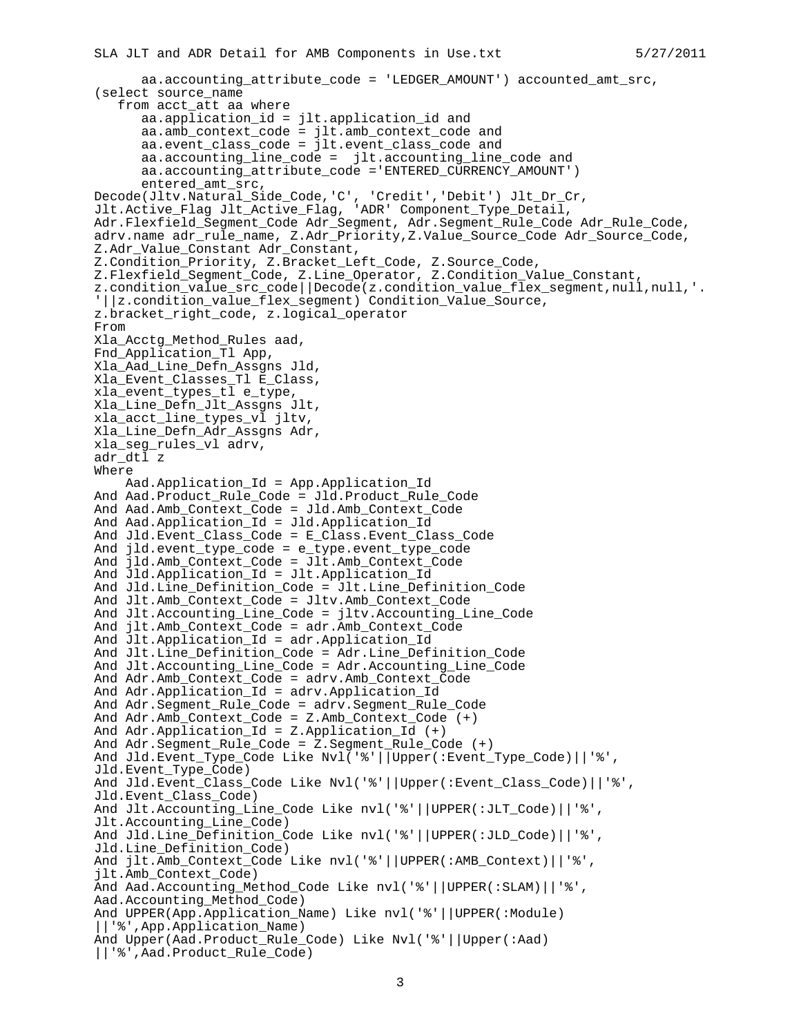```
      aa.accounting_attribute_code = 'LEDGER_AMOUNT') accounted_amt_src,
(select source_name
   from acct_att aa where
      aa.application_id = jlt.application_id and
      aa.amb_context_code = jlt.amb_context_code and
      aa.event_class_code = jlt.event_class_code and
      aa.accounting_line_code =  jlt.accounting_line_code and
      aa.accounting_attribute_code ='ENTERED_CURRENCY_AMOUNT')
      entered_amt_src,
Decode(Jltv.Natural_Side_Code,'C', 'Credit','Debit') Jlt_Dr_Cr,
Jlt.Active_Flag Jlt_Active_Flag, 'ADR' Component_Type_Detail,
Adr.Flexfield_Segment_Code Adr_Segment, Adr.Segment_Rule_Code Adr_Rule_Code,
adrv.name adr_rule_name, Z.Adr_Priority,Z.Value_Source_Code Adr_Source_Code,
Z.Adr_Value_Constant Adr_Constant,
Z.Condition_Priority, Z.Bracket_Left_Code, Z.Source_Code,
Z.Flexfield_Segment_Code, Z.Line_Operator, Z.Condition_Value_Constant,
z.condition_value_src_code||Decode(z.condition_value_flex_segment,null,null,'.
'||z.condition_value_flex_segment) Condition_Value_Source,
z.bracket_right_code, z.logical_operator
From
Xla_Acctg_Method_Rules aad,
Fnd_Application_Tl App,
Xla_Aad_Line_Defn_Assgns Jld,
Xla_Event_Classes_Tl E_Class,
xla_event_types_tl e_type,
Xla_Line_Defn_Jlt_Assgns Jlt,
xla_acct_line_types_vl jltv,
Xla_Line_Defn_Adr_Assgns Adr,
xla_seg_rules_vl adrv,
adr_dtl z
Where
    Aad.Application_Id = App.Application_Id
And Aad.Product_Rule_Code = Jld.Product_Rule_Code
And Aad.Amb_Context_Code = Jld.Amb_Context_Code
And Aad.Application_Id = Jld.Application_Id
And Jld.Event_Class_Code = E_Class.Event_Class_Code
And jld.event_type_code = e_type.event_type_code
And jld.Amb_Context_Code = Jlt.Amb_Context_Code
And Jld.Application_Id = Jlt.Application_Id
And Jld.Line_Definition_Code = Jlt.Line_Definition_Code
And Jlt.Amb_Context_Code = Jltv.Amb_Context_Code
And Jlt.Accounting_Line_Code = jltv.Accounting_Line_Code
And jlt.Amb_Context_Code = adr.Amb_Context_Code
And Jlt.Application_Id = adr.Application_Id
And Jlt.Line_Definition_Code = Adr.Line_Definition_Code
And Jlt.Accounting_Line_Code = Adr.Accounting_Line_Code
And Adr.Amb_Context_Code = adrv.Amb_Context_Code
And Adr.Application_Id = adrv.Application_Id
And Adr.Segment_Rule_Code = adrv.Segment_Rule_Code
And Adr.Amb_Context_Code = Z.Amb_Context_Code (+)
And Adr.Application_Id = Z.Application_Id (+)
And Adr.Segment_Rule_Code = Z.Segment_Rule_Code (+)
And Jld.Event_Type_Code Like Nvl('%'||Upper(:Event_Type_Code)||'%',
Jld.Event_Type_Code)
And Jld.Event_Class_Code Like Nvl('%'||Upper(:Event_Class_Code)||'%',
Jld.Event_Class_Code)
And Jlt.Accounting_Line_Code Like nvl('%'||UPPER(:JLT_Code)||'%',
Jlt.Accounting_Line_Code)
And Jld.Line_Definition_Code Like nvl('%'||UPPER(:JLD_Code)||'%',
Jld.Line_Definition_Code)
And jlt.Amb_Context_Code Like nvl('%'||UPPER(:AMB_Context)||'%',
jlt.Amb_Context_Code)
And Aad.Accounting_Method_Code Like nvl('%'||UPPER(:SLAM)||'%',
Aad.Accounting_Method_Code)
And UPPER(App.Application_Name) Like nvl('%'||UPPER(:Module)
||'%',App.Application_Name)
And Upper(Aad.Product_Rule_Code) Like Nvl('%'||Upper(:Aad)
||'%',Aad.Product_Rule_Code)
```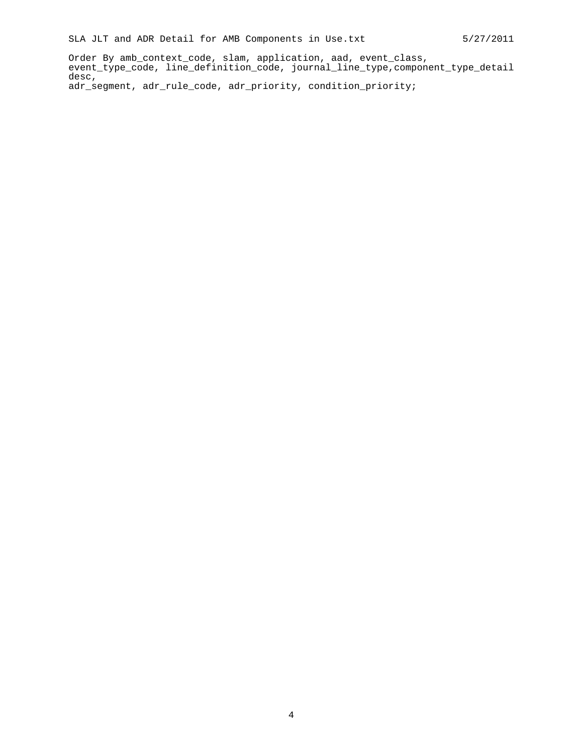```
Order By amb_context_code, slam, application, aad, event_class,
event_type_code, line_definition_code, journal_line_type,component_type_detail
desc,
adr_segment, adr_rule_code, adr_priority, condition_priority;
```